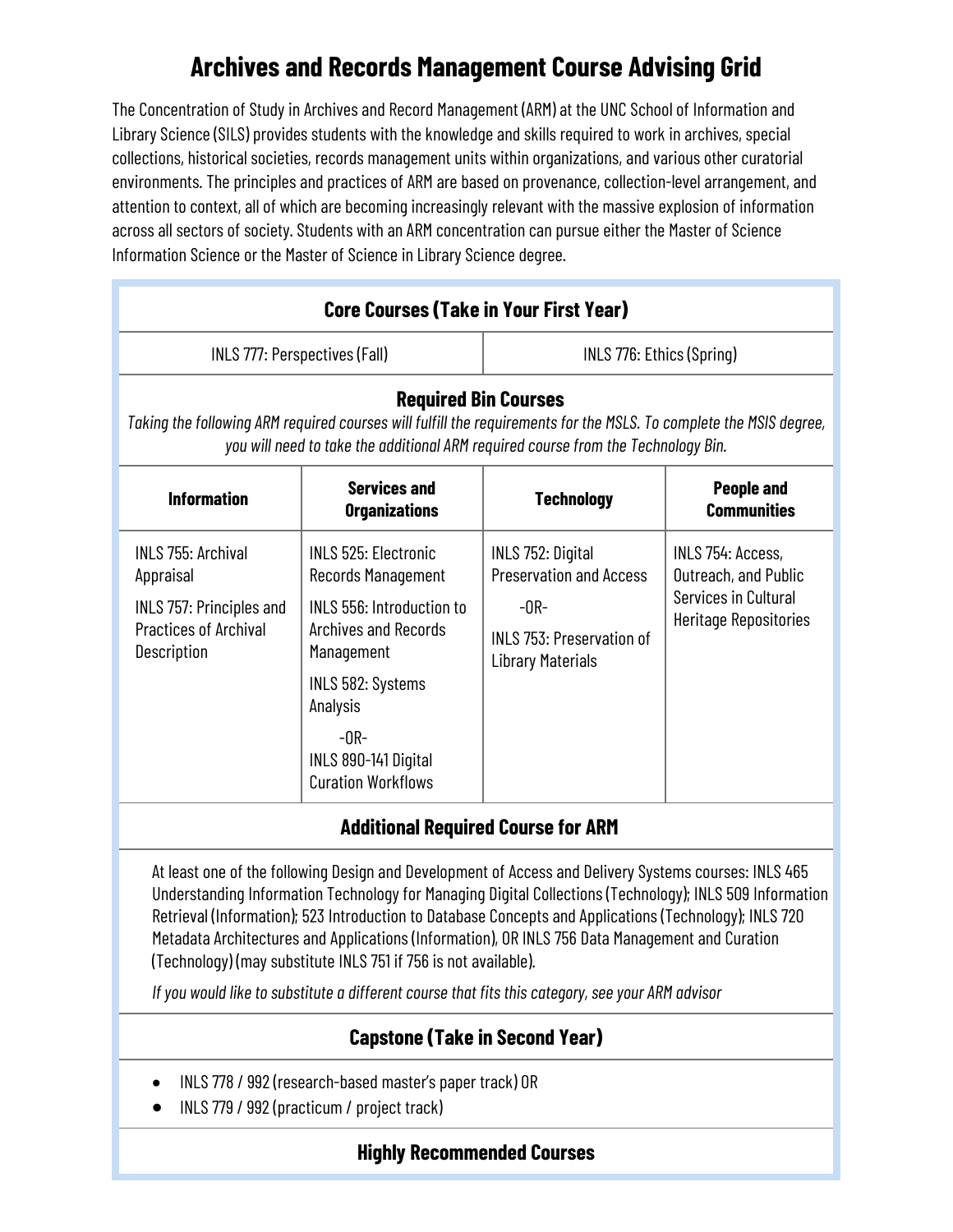# Archives and Records Management Course Advising Grid

The Concentration of Study in Archives and Record Management (ARM) at the UNC School of Information and Library Science (SILS) provides students with the knowledge and skills required to work in archives, special collections, historical societies, records management units within organizations, and various other curatorial environments. The principles and practices of ARM are based on provenance, collection-level arrangement, and attention to context, all of which are becoming increasingly relevant with the massive explosion of information across all sectors of society. Students with an ARM concentration can pursue either the Master of Science Information Science or the Master of Science in Library Science degree.

## Core Courses (Take in Your First Year)

| INLS 777: Perspectives (Fall) | INLS 776: Ethics (Spring) |
|---|---|

## Required Bin Courses

*Taking the following ARM required courses will fulfill the requirements for the MSLS. To complete the MSIS degree, you will need to take the additional ARM required course from the Technology Bin.*

| Information | Services and Organizations | Technology | People and Communities |
|---|---|---|---|
| INLS 755: Archival Appraisal<br><br>INLS 757: Principles and Practices of Archival Description | INLS 525: Electronic Records Management<br><br>INLS 556: Introduction to Archives and Records Management<br><br>INLS 582: Systems Analysis<br>-OR-<br>INLS 890-141 Digital Curation Workflows | INLS 752: Digital Preservation and Access<br>-OR-<br>INLS 753: Preservation of Library Materials | INLS 754: Access, Outreach, and Public Services in Cultural Heritage Repositories |

## Additional Required Course for ARM

At least one of the following Design and Development of Access and Delivery Systems courses: INLS 465 Understanding Information Technology for Managing Digital Collections (Technology); INLS 509 Information Retrieval (Information); 523 Introduction to Database Concepts and Applications (Technology); INLS 720 Metadata Architectures and Applications (Information), OR INLS 756 Data Management and Curation (Technology) (may substitute INLS 751 if 756 is not available).

*If you would like to substitute a different course that fits this category, see your ARM advisor*

## Capstone (Take in Second Year)

- INLS 778 / 992 (research-based master's paper track) OR
- INLS 779 / 992 (practicum / project track)

## Highly Recommended Courses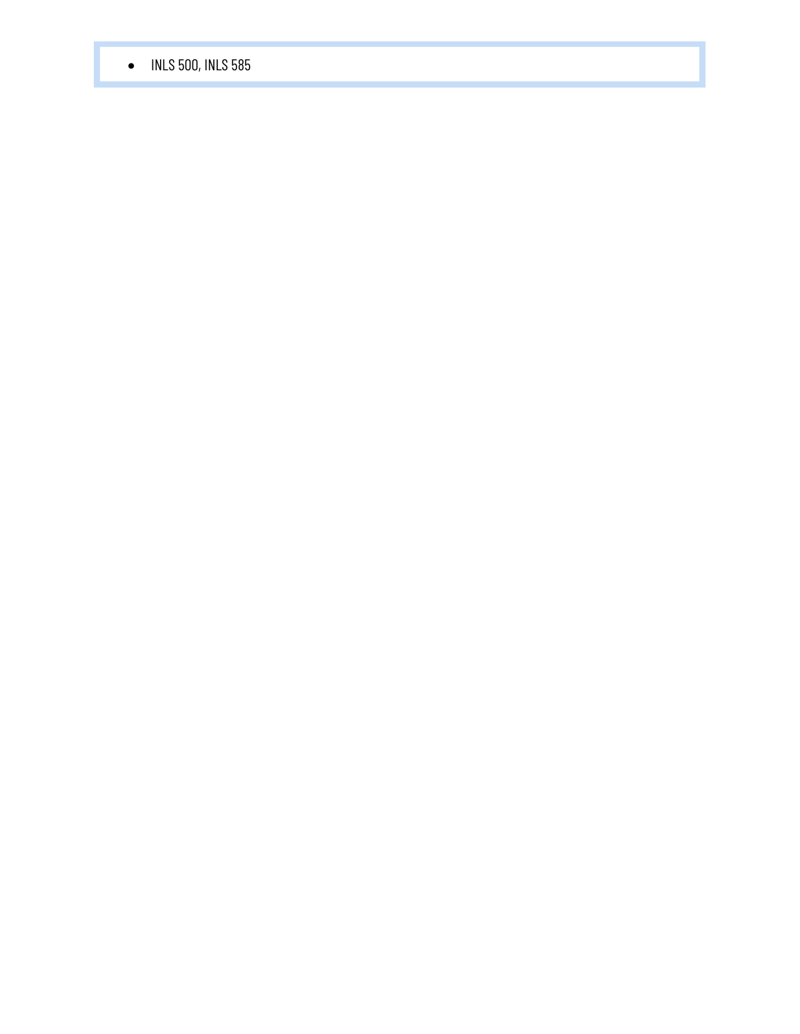- INLS 500, INLS 585